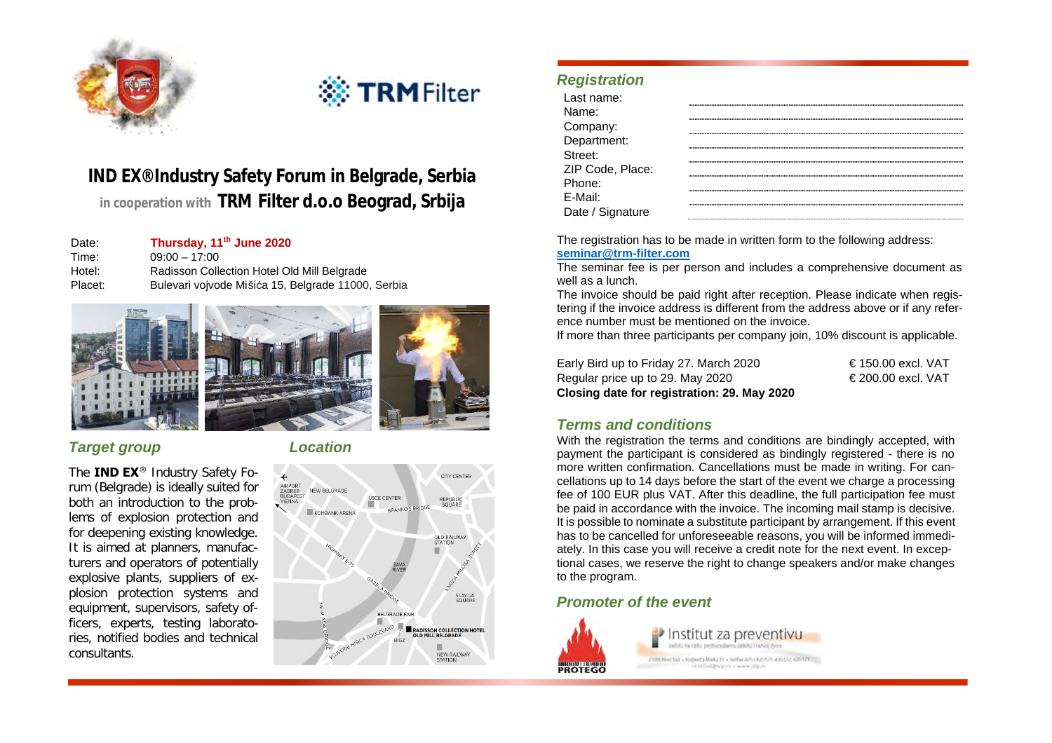# IND EX® Industry Safety Forum in Belgrade, Serbia

in cooperation with **TRM Filter d.o.o Beograd, Srbija**

| | |
|---|---|
| Date: | **Thursday, 11th June 2020** |
| Time: | 09:00 – 17:00 |
| Hotel: | Radisson Collection Hotel Old Mill Belgrade |
| Placet: | Bulevari vojvode Mišića 15, Belgrade 11000, Serbia |

## *Target group*

The **IND EX**® Industry Safety Forum (Belgrade) is ideally suited for both an introduction to the problems of explosion protection and for deepening existing knowledge. It is aimed at planners, manufacturers and operators of potentially explosive plants, suppliers of explosion protection systems and equipment, supervisors, safety officers, experts, testing laboratories, notified bodies and technical consultants.

## *Location*

## *Registration*

| | |
|---|---|
| Last name: | |
| Name: | |
| Company: | |
| Department: | |
| Street: | |
| ZIP Code, Place: | |
| Phone: | |
| E-Mail: | |
| Date / Signature | |

The registration has to be made in written form to the following address: **seminar@trm-filter.com**

The seminar fee is per person and includes a comprehensive document as well as a lunch.

The invoice should be paid right after reception. Please indicate when registering if the invoice address is different from the address above or if any reference number must be mentioned on the invoice.

If more than three participants per company join, 10% discount is applicable.

| | |
|---|---|
| Early Bird up to Friday 27. March 2020 | € 150.00 excl. VAT |
| Regular price up to 29. May 2020 | € 200.00 excl. VAT |
| **Closing date for registration: 29. May 2020** | |

## *Terms and conditions*

With the registration the terms and conditions are bindingly accepted, with payment the participant is considered as bindingly registered - there is no more written confirmation. Cancellations must be made in writing. For cancellations up to 14 days before the start of the event we charge a processing fee of 100 EUR plus VAT. After this deadline, the full participation fee must be paid in accordance with the invoice. The incoming mail stamp is decisive. It is possible to nominate a substitute participant by arrangement. If this event has to be cancelled for unforeseeable reasons, you will be informed immediately. In this case you will receive a credit note for the next event. In exceptional cases, we reserve the right to change speakers and/or make changes to the program.

## *Promoter of the event*

PROTEGO

Institut za preventivu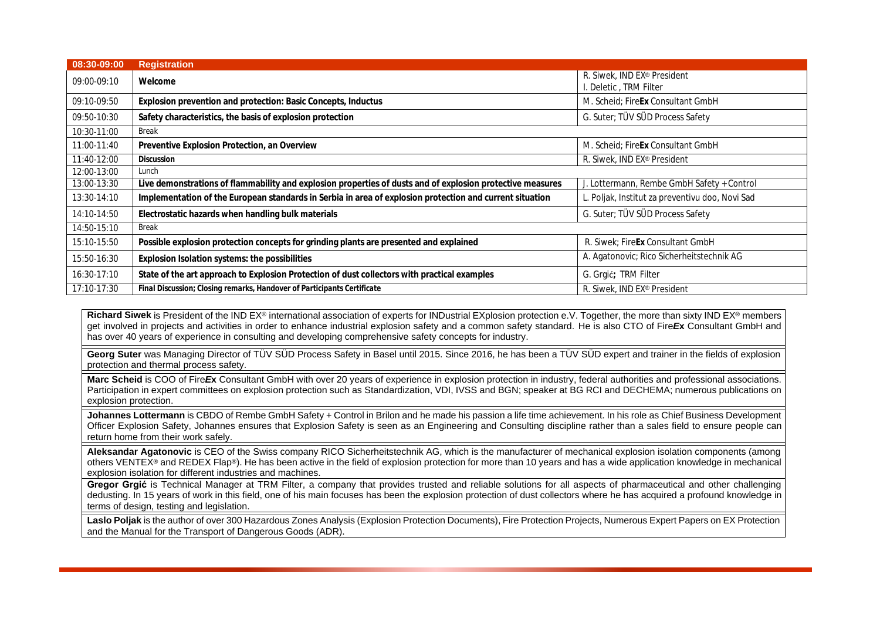| 08:30-09:00 | Registration | |
|---|---|---|
| 09:00-09:10 | **Welcome** | R. Siwek, IND EX® President<br>I. Deletic , TRM Filter |
| 09:10-09:50 | **Explosion prevention and protection: Basic Concepts, Inductus** | M. Scheid; Fire**Ex** Consultant GmbH |
| 09:50-10:30 | **Safety characteristics, the basis of explosion protection** | G. Suter; TÜV SÜD Process Safety |
| 10:30-11:00 | Break | |
| 11:00-11:40 | **Preventive Explosion Protection, an Overview** | M. Scheid; Fire**Ex** Consultant GmbH |
| 11:40-12:00 | **Discussion** | R. Siwek, IND EX® President |
| 12:00-13:00 | Lunch | |
| 13:00-13:30 | **Live demonstrations of flammability and explosion properties of dusts and of explosion protective measures** | J. Lottermann, Rembe GmbH Safety + Control |
| 13:30-14:10 | **Implementation of the European standards in Serbia in area of explosion protection and current situation** | L. Poljak, Institut za preventivu doo, Novi Sad |
| 14:10-14:50 | **Electrostatic hazards when handling bulk materials** | G. Suter; TÜV SÜD Process Safety |
| 14:50-15:10 | Break | |
| 15:10-15:50 | **Possible explosion protection concepts for grinding plants are presented and explained** | R. Siwek; Fire**Ex** Consultant GmbH |
| 15:50-16:30 | **Explosion Isolation systems: the possibilities** | A. Agatonovic; Rico Sicherheitstechnik AG |
| 16:30-17:10 | **State of the art approach to Explosion Protection of dust collectors with practical examples** | G. Grgić**;** TRM Filter |
| 17:10-17:30 | **Final Discussion; Closing remarks, Handover of Participants Certificate** | R. Siwek, IND EX® President |

**Richard Siwek** is President of the IND EX® international association of experts for INDustrial EXplosion protection e.V. Together, the more than sixty IND EX® members get involved in projects and activities in order to enhance industrial explosion safety and a common safety standard. He is also CTO of Fire***Ex*** Consultant GmbH and has over 40 years of experience in consulting and developing comprehensive safety concepts for industry.

**Georg Suter** was Managing Director of TÜV SÜD Process Safety in Basel until 2015. Since 2016, he has been a TÜV SÜD expert and trainer in the fields of explosion protection and thermal process safety.

**Marc Scheid** is COO of Fire***Ex*** Consultant GmbH with over 20 years of experience in explosion protection in industry, federal authorities and professional associations. Participation in expert committees on explosion protection such as Standardization, VDI, IVSS and BGN; speaker at BG RCI and DECHEMA; numerous publications on explosion protection.

**Johannes Lottermann** is CBDO of Rembe GmbH Safety + Control in Brilon and he made his passion a life time achievement. In his role as Chief Business Development Officer Explosion Safety, Johannes ensures that Explosion Safety is seen as an Engineering and Consulting discipline rather than a sales field to ensure people can return home from their work safely.

**Aleksandar Agatonovic** is CEO of the Swiss company RICO Sicherheitstechnik AG, which is the manufacturer of mechanical explosion isolation components (among others VENTEX® and REDEX Flap®). He has been active in the field of explosion protection for more than 10 years and has a wide application knowledge in mechanical explosion isolation for different industries and machines.

**Gregor Grgić** is Technical Manager at TRM Filter, a company that provides trusted and reliable solutions for all aspects of pharmaceutical and other challenging dedusting. In 15 years of work in this field, one of his main focuses has been the explosion protection of dust collectors where he has acquired a profound knowledge in terms of design, testing and legislation.

**Laslo Poljak** is the author of over 300 Hazardous Zones Analysis (Explosion Protection Documents), Fire Protection Projects, Numerous Expert Papers on EX Protection and the Manual for the Transport of Dangerous Goods (ADR).